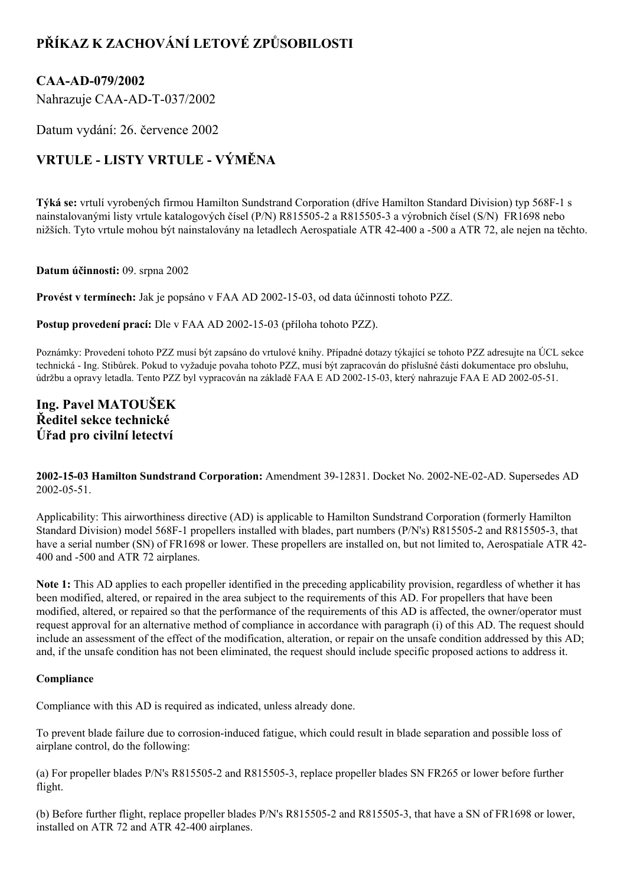# PŘÍKAZ K ZACHOVÁNÍ LETOVÉ ZPŮSOBILOSTI

## CAA-AD-079/2002

Nahrazuje CAA-AD-T-037/2002

Datum vydání: 26. července 2002

## VRTULE - LISTY VRTULE - VÝMĚNA

**Týká se:** vrtulí vyrobených firmou Hamilton Sundstrand Corporation (dříve Hamilton Standard Division) typ 568F-1 s nainstalovanými listy vrtule katalogových čísel (P/N) R815505-2 a R815505-3 a výrobních čísel (S/N) FR1698 nebo nižších. Tyto vrtule mohou být nainstalovány na letadlech Aerospatiale ATR 42-400 a -500 a ATR 72, ale nejen na těchto.

**Datum účinnosti:** 09. srpna 2002

**Provést v termínech:** Jak je popsáno v FAA AD 2002-15-03, od data účinnosti tohoto PZZ.

**Postup provedení prací:** Dle v FAA AD 2002-15-03 (příloha tohoto PZZ).

Poznámky: Provedení tohoto PZZ musí být zapsáno do vrtulové knihy. Případné dotazy týkající se tohoto PZZ adresujte na ÚCL sekce technická - Ing. Stibůrek. Pokud to vyžaduje povaha tohoto PZZ, musí být zapracován do příslušné části dokumentace pro obsluhu, údržbu a opravy letadla. Tento PZZ byl vypracován na základě FAA E AD 2002-15-03, který nahrazuje FAA E AD 2002-05-51.

**Ing. Pavel MATOUŠEK**
**Ředitel sekce technické**
**Úřad pro civilní letectví**

**2002-15-03 Hamilton Sundstrand Corporation:** Amendment 39-12831. Docket No. 2002-NE-02-AD. Supersedes AD 2002-05-51.

Applicability: This airworthiness directive (AD) is applicable to Hamilton Sundstrand Corporation (formerly Hamilton Standard Division) model 568F-1 propellers installed with blades, part numbers (P/N's) R815505-2 and R815505-3, that have a serial number (SN) of FR1698 or lower. These propellers are installed on, but not limited to, Aerospatiale ATR 42-400 and -500 and ATR 72 airplanes.

**Note 1:** This AD applies to each propeller identified in the preceding applicability provision, regardless of whether it has been modified, altered, or repaired in the area subject to the requirements of this AD. For propellers that have been modified, altered, or repaired so that the performance of the requirements of this AD is affected, the owner/operator must request approval for an alternative method of compliance in accordance with paragraph (i) of this AD. The request should include an assessment of the effect of the modification, alteration, or repair on the unsafe condition addressed by this AD; and, if the unsafe condition has not been eliminated, the request should include specific proposed actions to address it.

**Compliance**

Compliance with this AD is required as indicated, unless already done.

To prevent blade failure due to corrosion-induced fatigue, which could result in blade separation and possible loss of airplane control, do the following:

(a) For propeller blades P/N's R815505-2 and R815505-3, replace propeller blades SN FR265 or lower before further flight.

(b) Before further flight, replace propeller blades P/N's R815505-2 and R815505-3, that have a SN of FR1698 or lower, installed on ATR 72 and ATR 42-400 airplanes.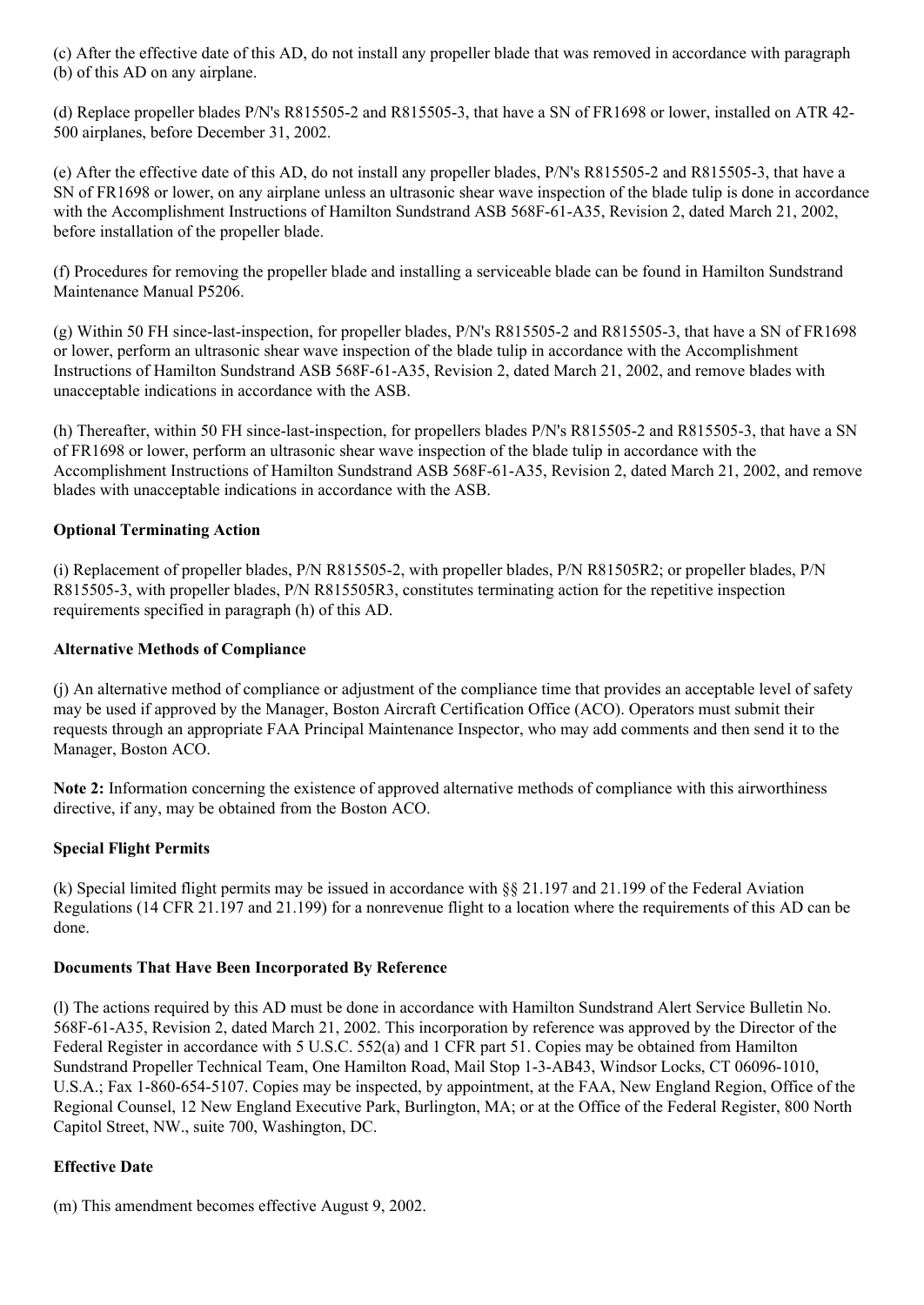(c) After the effective date of this AD, do not install any propeller blade that was removed in accordance with paragraph (b) of this AD on any airplane.

(d) Replace propeller blades P/N's R815505-2 and R815505-3, that have a SN of FR1698 or lower, installed on ATR 42-500 airplanes, before December 31, 2002.

(e) After the effective date of this AD, do not install any propeller blades, P/N's R815505-2 and R815505-3, that have a SN of FR1698 or lower, on any airplane unless an ultrasonic shear wave inspection of the blade tulip is done in accordance with the Accomplishment Instructions of Hamilton Sundstrand ASB 568F-61-A35, Revision 2, dated March 21, 2002, before installation of the propeller blade.

(f) Procedures for removing the propeller blade and installing a serviceable blade can be found in Hamilton Sundstrand Maintenance Manual P5206.

(g) Within 50 FH since-last-inspection, for propeller blades, P/N's R815505-2 and R815505-3, that have a SN of FR1698 or lower, perform an ultrasonic shear wave inspection of the blade tulip in accordance with the Accomplishment Instructions of Hamilton Sundstrand ASB 568F-61-A35, Revision 2, dated March 21, 2002, and remove blades with unacceptable indications in accordance with the ASB.

(h) Thereafter, within 50 FH since-last-inspection, for propellers blades P/N's R815505-2 and R815505-3, that have a SN of FR1698 or lower, perform an ultrasonic shear wave inspection of the blade tulip in accordance with the Accomplishment Instructions of Hamilton Sundstrand ASB 568F-61-A35, Revision 2, dated March 21, 2002, and remove blades with unacceptable indications in accordance with the ASB.

**Optional Terminating Action**

(i) Replacement of propeller blades, P/N R815505-2, with propeller blades, P/N R81505R2; or propeller blades, P/N R815505-3, with propeller blades, P/N R815505R3, constitutes terminating action for the repetitive inspection requirements specified in paragraph (h) of this AD.

**Alternative Methods of Compliance**

(j) An alternative method of compliance or adjustment of the compliance time that provides an acceptable level of safety may be used if approved by the Manager, Boston Aircraft Certification Office (ACO). Operators must submit their requests through an appropriate FAA Principal Maintenance Inspector, who may add comments and then send it to the Manager, Boston ACO.

**Note 2:** Information concerning the existence of approved alternative methods of compliance with this airworthiness directive, if any, may be obtained from the Boston ACO.

**Special Flight Permits**

(k) Special limited flight permits may be issued in accordance with §§ 21.197 and 21.199 of the Federal Aviation Regulations (14 CFR 21.197 and 21.199) for a nonrevenue flight to a location where the requirements of this AD can be done.

**Documents That Have Been Incorporated By Reference**

(l) The actions required by this AD must be done in accordance with Hamilton Sundstrand Alert Service Bulletin No. 568F-61-A35, Revision 2, dated March 21, 2002. This incorporation by reference was approved by the Director of the Federal Register in accordance with 5 U.S.C. 552(a) and 1 CFR part 51. Copies may be obtained from Hamilton Sundstrand Propeller Technical Team, One Hamilton Road, Mail Stop 1-3-AB43, Windsor Locks, CT 06096-1010, U.S.A.; Fax 1-860-654-5107. Copies may be inspected, by appointment, at the FAA, New England Region, Office of the Regional Counsel, 12 New England Executive Park, Burlington, MA; or at the Office of the Federal Register, 800 North Capitol Street, NW., suite 700, Washington, DC.

**Effective Date**

(m) This amendment becomes effective August 9, 2002.